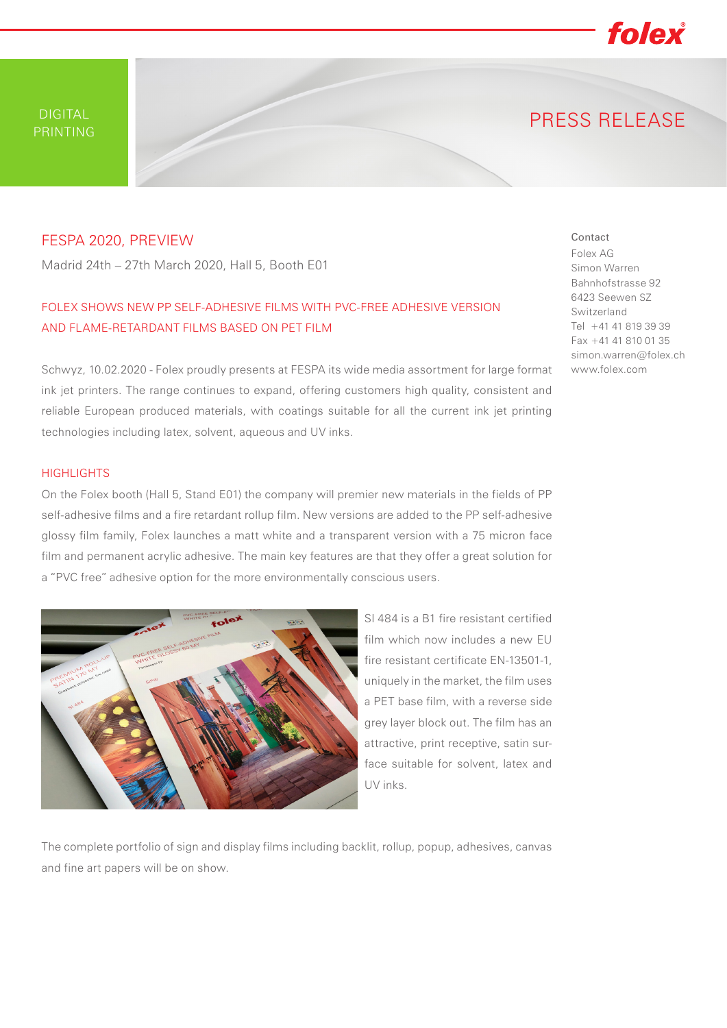DIGITAL PRINTING

# PRESS RELEASE

## FESPA 2020, PREVIEW

Madrid 24th – 27th March 2020, Hall 5, Booth E01

### FOLEX SHOWS NEW PP SELF-ADHESIVE FILMS WITH PVC-FREE ADHESIVE VERSION AND FLAME-RETARDANT FILMS BASED ON PET FILM

Schwyz, 10.02.2020 - Folex proudly presents at FESPA its wide media assortment for large format ink jet printers. The range continues to expand, offering customers high quality, consistent and reliable European produced materials, with coatings suitable for all the current ink jet printing technologies including latex, solvent, aqueous and UV inks.

### HIGHLIGHTS

On the Folex booth (Hall 5, Stand E01) the company will premier new materials in the fields of PP self-adhesive films and a fire retardant rollup film. New versions are added to the PP self-adhesive glossy film family, Folex launches a matt white and a transparent version with a 75 micron face film and permanent acrylic adhesive. The main key features are that they offer a great solution for a "PVC free" adhesive option for the more environmentally conscious users.

SI 484 is a B1 fire resistant certified film which now includes a new EU fire resistant certificate EN-13501-1, uniquely in the market, the film uses a PET base film, with a reverse side grey layer block out. The film has an attractive, print receptive, satin surface suitable for solvent, latex and UV inks.

The complete portfolio of sign and display films including backlit, rollup, popup, adhesives, canvas and fine art papers will be on show.

Contact
Folex AG
Simon Warren
Bahnhofstrasse 92
6423 Seewen SZ
Switzerland
Tel +41 41 819 39 39
Fax +41 41 810 01 35
simon.warren@folex.ch
www.folex.com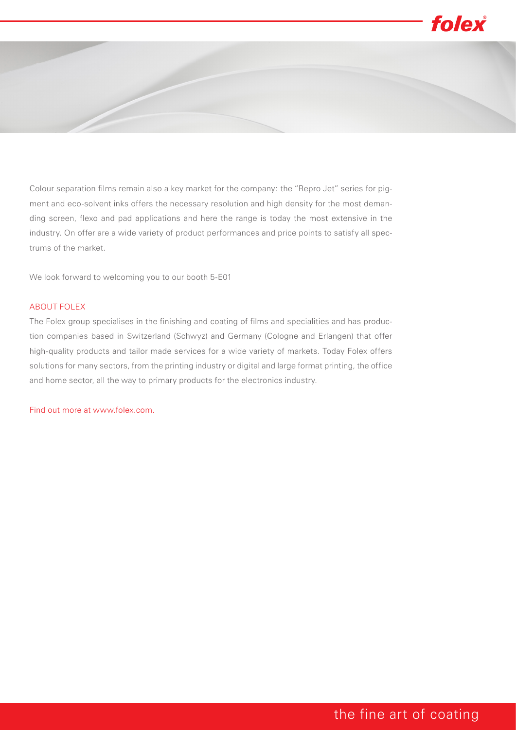Colour separation films remain also a key market for the company: the "Repro Jet" series for pigment and eco-solvent inks offers the necessary resolution and high density for the most demanding screen, flexo and pad applications and here the range is today the most extensive in the industry. On offer are a wide variety of product performances and price points to satisfy all spectrums of the market.

We look forward to welcoming you to our booth 5-E01

## ABOUT FOLEX

The Folex group specialises in the finishing and coating of films and specialities and has production companies based in Switzerland (Schwyz) and Germany (Cologne and Erlangen) that offer high-quality products and tailor made services for a wide variety of markets. Today Folex offers solutions for many sectors, from the printing industry or digital and large format printing, the office and home sector, all the way to primary products for the electronics industry.

Find out more at www.folex.com.